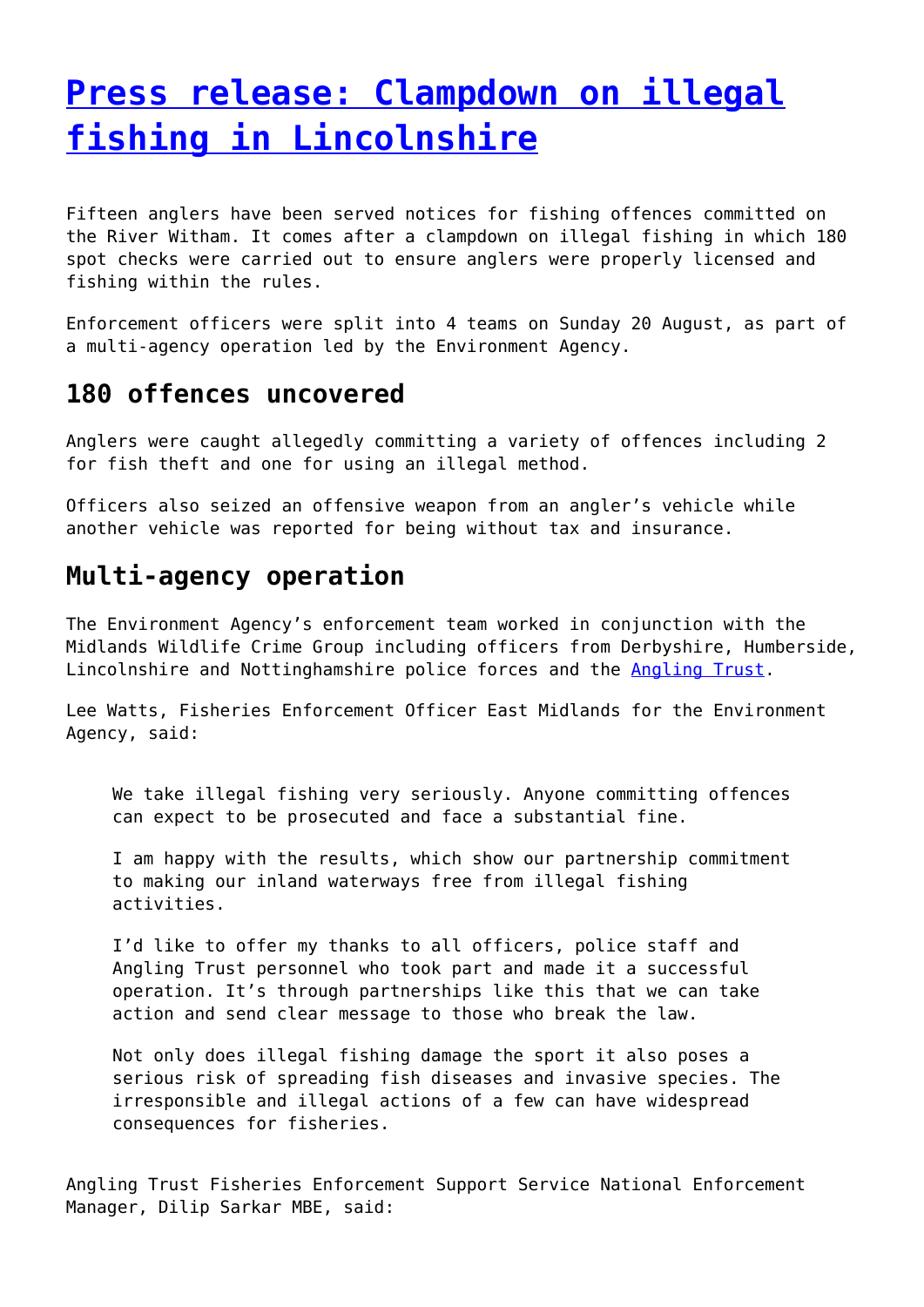# [Press release: Clampdown on illegal fishing in Lincolnshire]

Fifteen anglers have been served notices for fishing offences committed on the River Witham. It comes after a clampdown on illegal fishing in which 180 spot checks were carried out to ensure anglers were properly licensed and fishing within the rules.

Enforcement officers were split into 4 teams on Sunday 20 August, as part of a multi-agency operation led by the Environment Agency.

## 180 offences uncovered

Anglers were caught allegedly committing a variety of offences including 2 for fish theft and one for using an illegal method.

Officers also seized an offensive weapon from an angler's vehicle while another vehicle was reported for being without tax and insurance.

## Multi-agency operation

The Environment Agency's enforcement team worked in conjunction with the Midlands Wildlife Crime Group including officers from Derbyshire, Humberside, Lincolnshire and Nottinghamshire police forces and the [Angling Trust].

Lee Watts, Fisheries Enforcement Officer East Midlands for the Environment Agency, said:

> We take illegal fishing very seriously. Anyone committing offences can expect to be prosecuted and face a substantial fine.
>
> I am happy with the results, which show our partnership commitment to making our inland waterways free from illegal fishing activities.
>
> I'd like to offer my thanks to all officers, police staff and Angling Trust personnel who took part and made it a successful operation. It's through partnerships like this that we can take action and send clear message to those who break the law.
>
> Not only does illegal fishing damage the sport it also poses a serious risk of spreading fish diseases and invasive species. The irresponsible and illegal actions of a few can have widespread consequences for fisheries.

Angling Trust Fisheries Enforcement Support Service National Enforcement Manager, Dilip Sarkar MBE, said: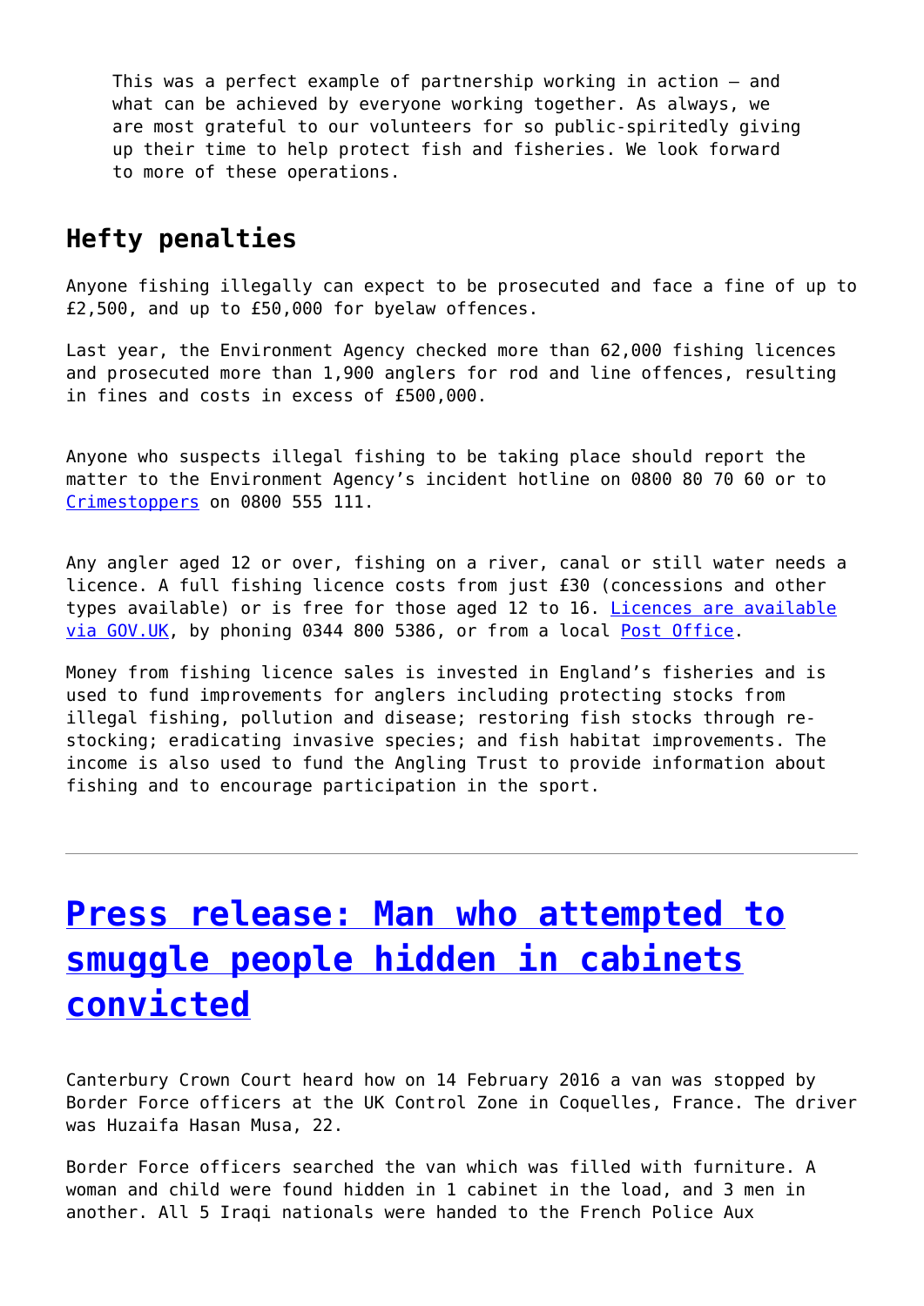> This was a perfect example of partnership working in action – and what can be achieved by everyone working together. As always, we are most grateful to our volunteers for so public-spiritedly giving up their time to help protect fish and fisheries. We look forward to more of these operations.

## Hefty penalties

Anyone fishing illegally can expect to be prosecuted and face a fine of up to £2,500, and up to £50,000 for byelaw offences.

Last year, the Environment Agency checked more than 62,000 fishing licences and prosecuted more than 1,900 anglers for rod and line offences, resulting in fines and costs in excess of £500,000.

Anyone who suspects illegal fishing to be taking place should report the matter to the Environment Agency's incident hotline on 0800 80 70 60 or to Crimestoppers on 0800 555 111.

Any angler aged 12 or over, fishing on a river, canal or still water needs a licence. A full fishing licence costs from just £30 (concessions and other types available) or is free for those aged 12 to 16. Licences are available via GOV.UK, by phoning 0344 800 5386, or from a local Post Office.

Money from fishing licence sales is invested in England's fisheries and is used to fund improvements for anglers including protecting stocks from illegal fishing, pollution and disease; restoring fish stocks through re-stocking; eradicating invasive species; and fish habitat improvements. The income is also used to fund the Angling Trust to provide information about fishing and to encourage participation in the sport.

---

# Press release: Man who attempted to smuggle people hidden in cabinets convicted

Canterbury Crown Court heard how on 14 February 2016 a van was stopped by Border Force officers at the UK Control Zone in Coquelles, France. The driver was Huzaifa Hasan Musa, 22.

Border Force officers searched the van which was filled with furniture. A woman and child were found hidden in 1 cabinet in the load, and 3 men in another. All 5 Iraqi nationals were handed to the French Police Aux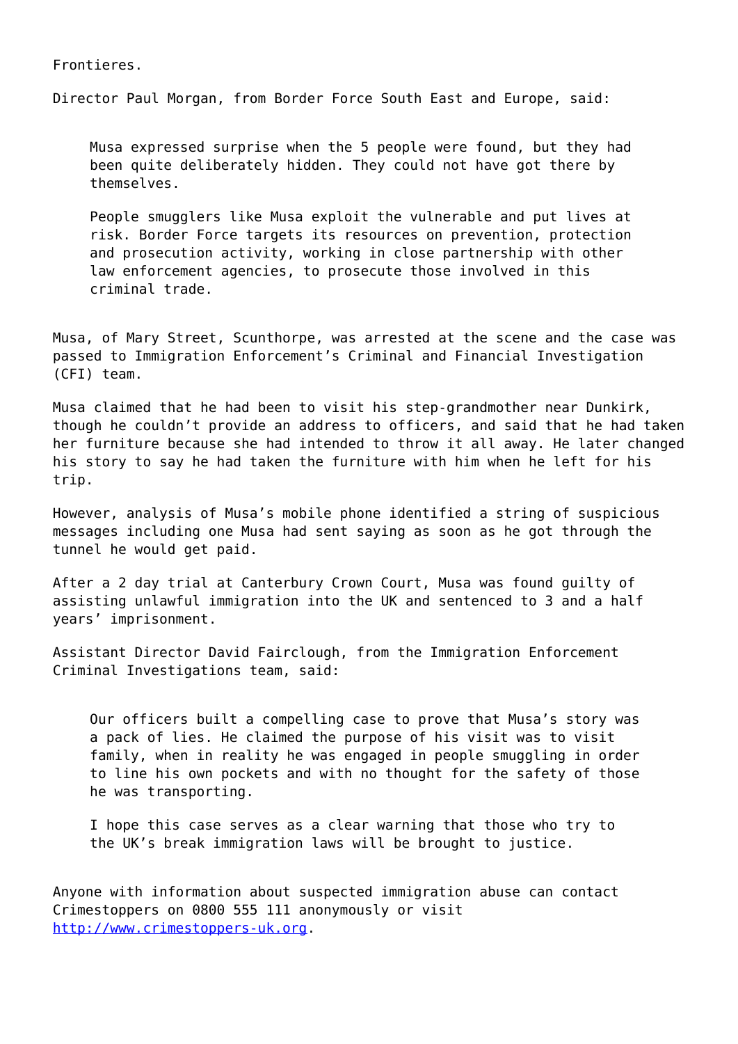Frontieres.

Director Paul Morgan, from Border Force South East and Europe, said:

> Musa expressed surprise when the 5 people were found, but they had been quite deliberately hidden. They could not have got there by themselves.
>
> People smugglers like Musa exploit the vulnerable and put lives at risk. Border Force targets its resources on prevention, protection and prosecution activity, working in close partnership with other law enforcement agencies, to prosecute those involved in this criminal trade.

Musa, of Mary Street, Scunthorpe, was arrested at the scene and the case was passed to Immigration Enforcement's Criminal and Financial Investigation (CFI) team.

Musa claimed that he had been to visit his step-grandmother near Dunkirk, though he couldn't provide an address to officers, and said that he had taken her furniture because she had intended to throw it all away. He later changed his story to say he had taken the furniture with him when he left for his trip.

However, analysis of Musa's mobile phone identified a string of suspicious messages including one Musa had sent saying as soon as he got through the tunnel he would get paid.

After a 2 day trial at Canterbury Crown Court, Musa was found guilty of assisting unlawful immigration into the UK and sentenced to 3 and a half years' imprisonment.

Assistant Director David Fairclough, from the Immigration Enforcement Criminal Investigations team, said:

> Our officers built a compelling case to prove that Musa's story was a pack of lies. He claimed the purpose of his visit was to visit family, when in reality he was engaged in people smuggling in order to line his own pockets and with no thought for the safety of those he was transporting.
>
> I hope this case serves as a clear warning that those who try to the UK's break immigration laws will be brought to justice.

Anyone with information about suspected immigration abuse can contact Crimestoppers on 0800 555 111 anonymously or visit [http://www.crimestoppers-uk.org](http://www.crimestoppers-uk.org).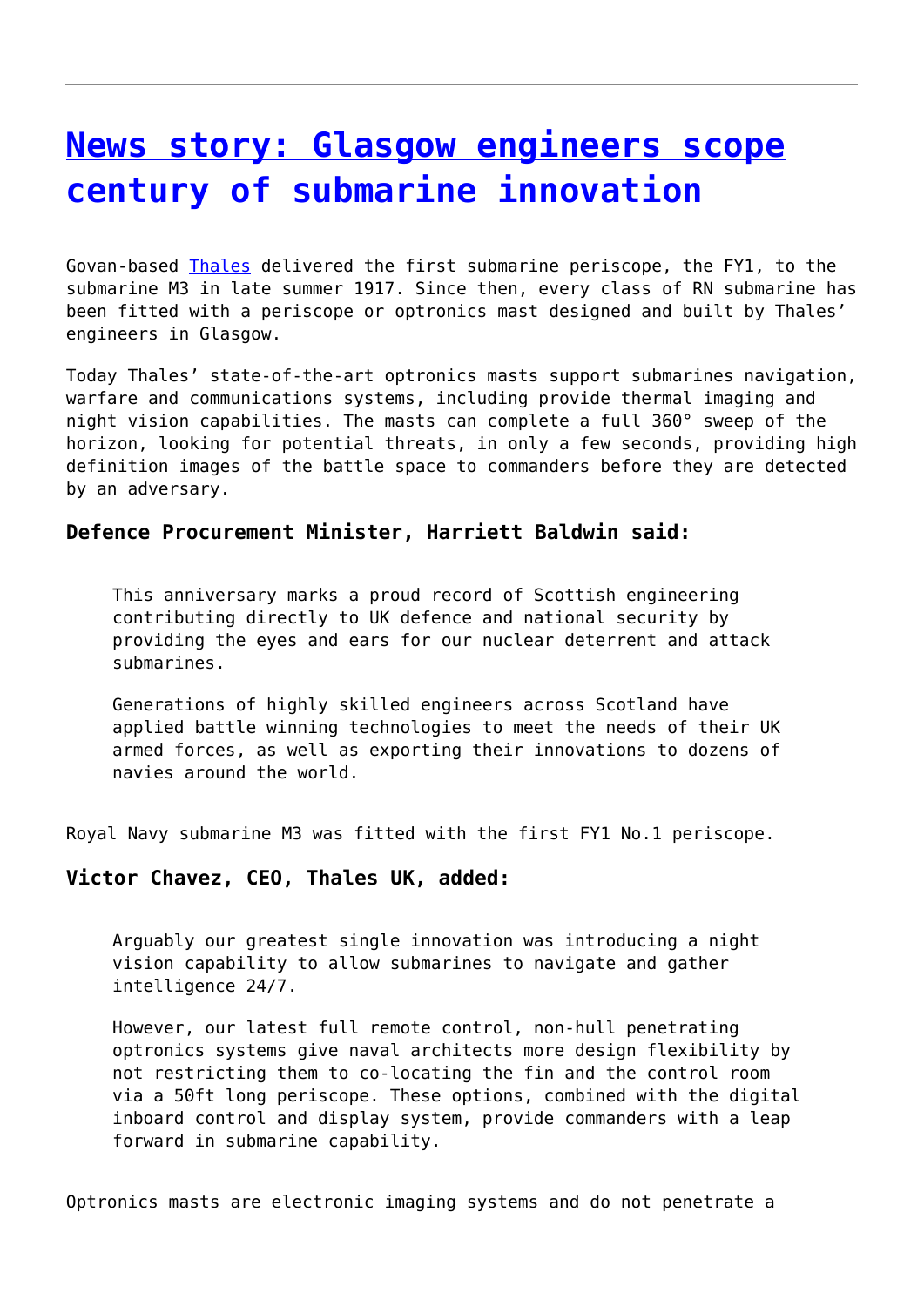# [News story: Glasgow engineers scope century of submarine innovation]

Govan-based [Thales] delivered the first submarine periscope, the FY1, to the submarine M3 in late summer 1917. Since then, every class of RN submarine has been fitted with a periscope or optronics mast designed and built by Thales' engineers in Glasgow.

Today Thales' state-of-the-art optronics masts support submarines navigation, warfare and communications systems, including provide thermal imaging and night vision capabilities. The masts can complete a full 360° sweep of the horizon, looking for potential threats, in only a few seconds, providing high definition images of the battle space to commanders before they are detected by an adversary.

### Defence Procurement Minister, Harriett Baldwin said:

> This anniversary marks a proud record of Scottish engineering contributing directly to UK defence and national security by providing the eyes and ears for our nuclear deterrent and attack submarines.
>
> Generations of highly skilled engineers across Scotland have applied battle winning technologies to meet the needs of their UK armed forces, as well as exporting their innovations to dozens of navies around the world.

Royal Navy submarine M3 was fitted with the first FY1 No.1 periscope.

### Victor Chavez, CEO, Thales UK, added:

> Arguably our greatest single innovation was introducing a night vision capability to allow submarines to navigate and gather intelligence 24/7.
>
> However, our latest full remote control, non-hull penetrating optronics systems give naval architects more design flexibility by not restricting them to co-locating the fin and the control room via a 50ft long periscope. These options, combined with the digital inboard control and display system, provide commanders with a leap forward in submarine capability.

Optronics masts are electronic imaging systems and do not penetrate a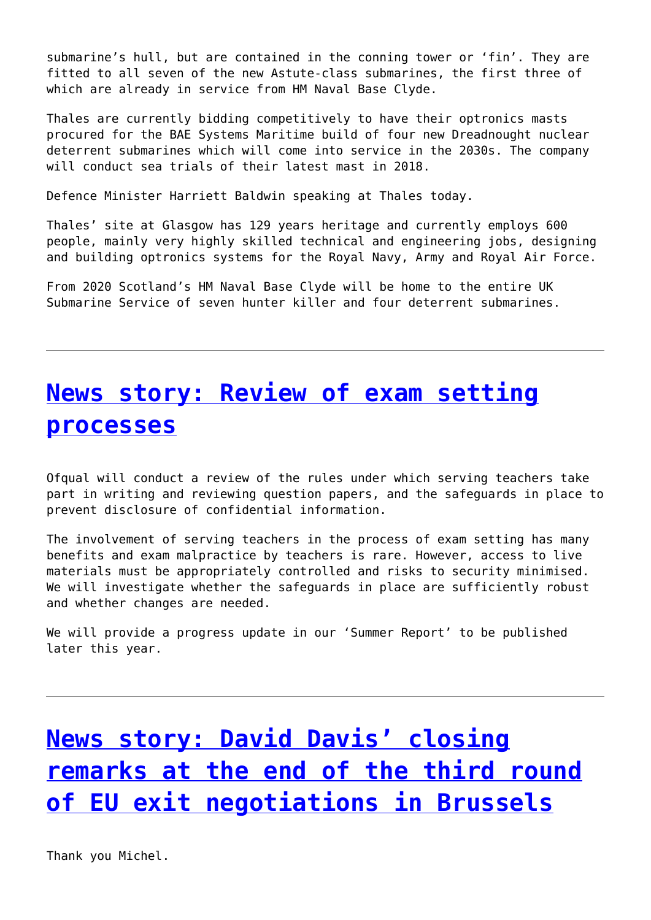submarine's hull, but are contained in the conning tower or 'fin'. They are fitted to all seven of the new Astute-class submarines, the first three of which are already in service from HM Naval Base Clyde.

Thales are currently bidding competitively to have their optronics masts procured for the BAE Systems Maritime build of four new Dreadnought nuclear deterrent submarines which will come into service in the 2030s. The company will conduct sea trials of their latest mast in 2018.

Defence Minister Harriett Baldwin speaking at Thales today.

Thales' site at Glasgow has 129 years heritage and currently employs 600 people, mainly very highly skilled technical and engineering jobs, designing and building optronics systems for the Royal Navy, Army and Royal Air Force.

From 2020 Scotland's HM Naval Base Clyde will be home to the entire UK Submarine Service of seven hunter killer and four deterrent submarines.

---

# News story: Review of exam setting processes

Ofqual will conduct a review of the rules under which serving teachers take part in writing and reviewing question papers, and the safeguards in place to prevent disclosure of confidential information.

The involvement of serving teachers in the process of exam setting has many benefits and exam malpractice by teachers is rare. However, access to live materials must be appropriately controlled and risks to security minimised. We will investigate whether the safeguards in place are sufficiently robust and whether changes are needed.

We will provide a progress update in our 'Summer Report' to be published later this year.

---

# News story: David Davis' closing remarks at the end of the third round of EU exit negotiations in Brussels

Thank you Michel.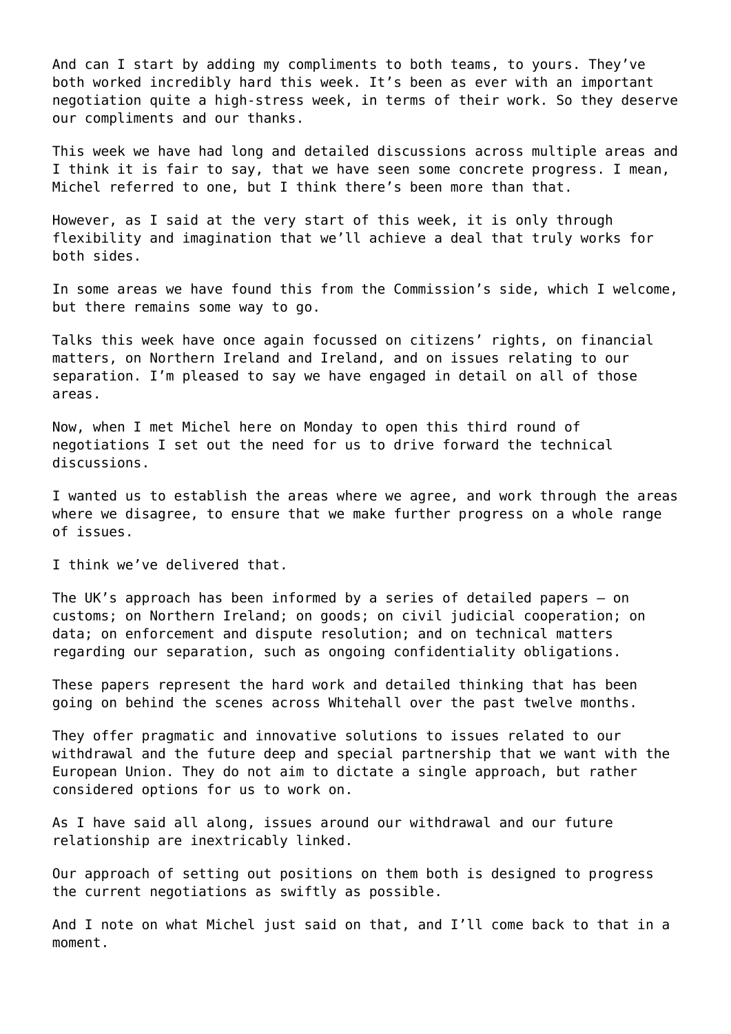And can I start by adding my compliments to both teams, to yours. They've both worked incredibly hard this week. It's been as ever with an important negotiation quite a high-stress week, in terms of their work. So they deserve our compliments and our thanks.

This week we have had long and detailed discussions across multiple areas and I think it is fair to say, that we have seen some concrete progress. I mean, Michel referred to one, but I think there's been more than that.

However, as I said at the very start of this week, it is only through flexibility and imagination that we'll achieve a deal that truly works for both sides.

In some areas we have found this from the Commission's side, which I welcome, but there remains some way to go.

Talks this week have once again focussed on citizens' rights, on financial matters, on Northern Ireland and Ireland, and on issues relating to our separation. I'm pleased to say we have engaged in detail on all of those areas.

Now, when I met Michel here on Monday to open this third round of negotiations I set out the need for us to drive forward the technical discussions.

I wanted us to establish the areas where we agree, and work through the areas where we disagree, to ensure that we make further progress on a whole range of issues.

I think we've delivered that.

The UK's approach has been informed by a series of detailed papers – on customs; on Northern Ireland; on goods; on civil judicial cooperation; on data; on enforcement and dispute resolution; and on technical matters regarding our separation, such as ongoing confidentiality obligations.

These papers represent the hard work and detailed thinking that has been going on behind the scenes across Whitehall over the past twelve months.

They offer pragmatic and innovative solutions to issues related to our withdrawal and the future deep and special partnership that we want with the European Union. They do not aim to dictate a single approach, but rather considered options for us to work on.

As I have said all along, issues around our withdrawal and our future relationship are inextricably linked.

Our approach of setting out positions on them both is designed to progress the current negotiations as swiftly as possible.

And I note on what Michel just said on that, and I'll come back to that in a moment.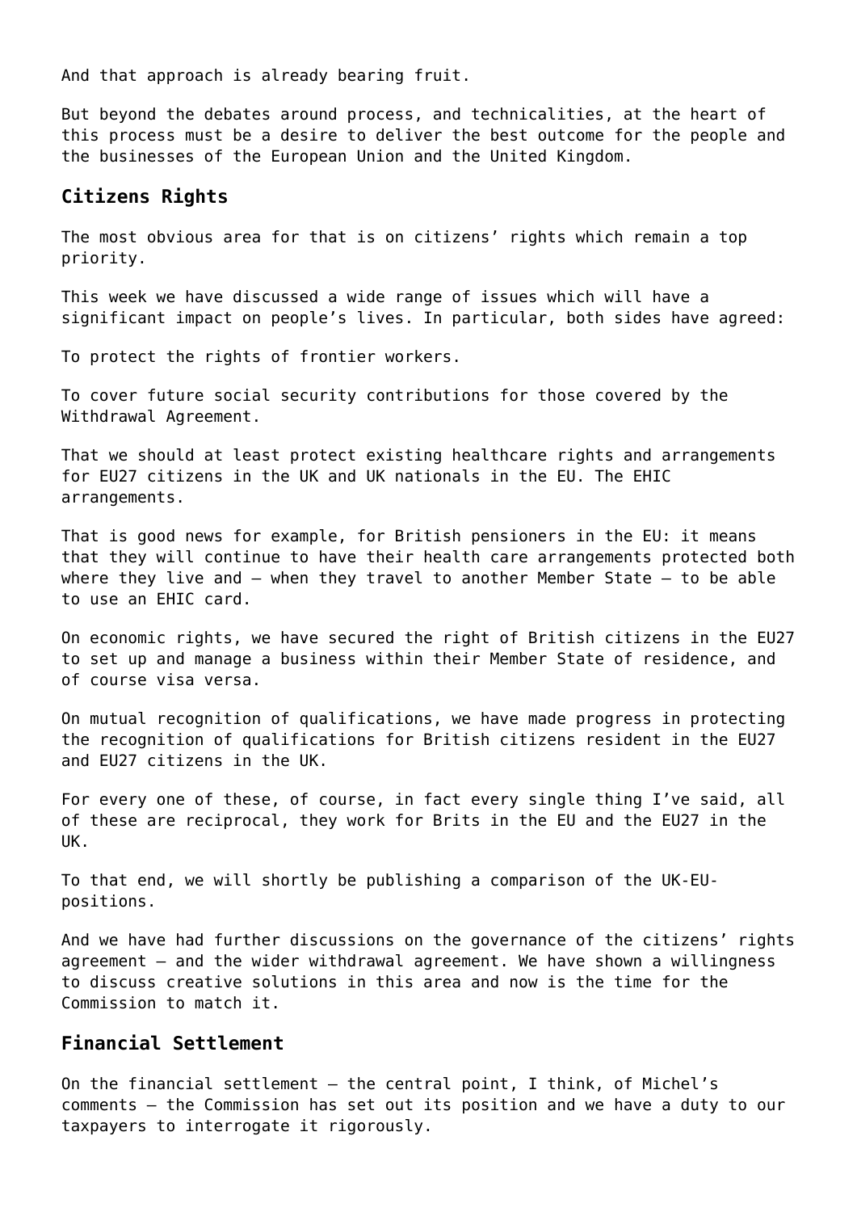And that approach is already bearing fruit.

But beyond the debates around process, and technicalities, at the heart of this process must be a desire to deliver the best outcome for the people and the businesses of the European Union and the United Kingdom.

### Citizens Rights

The most obvious area for that is on citizens' rights which remain a top priority.

This week we have discussed a wide range of issues which will have a significant impact on people's lives. In particular, both sides have agreed:

To protect the rights of frontier workers.

To cover future social security contributions for those covered by the Withdrawal Agreement.

That we should at least protect existing healthcare rights and arrangements for EU27 citizens in the UK and UK nationals in the EU. The EHIC arrangements.

That is good news for example, for British pensioners in the EU: it means that they will continue to have their health care arrangements protected both where they live and – when they travel to another Member State – to be able to use an EHIC card.

On economic rights, we have secured the right of British citizens in the EU27 to set up and manage a business within their Member State of residence, and of course visa versa.

On mutual recognition of qualifications, we have made progress in protecting the recognition of qualifications for British citizens resident in the EU27 and EU27 citizens in the UK.

For every one of these, of course, in fact every single thing I've said, all of these are reciprocal, they work for Brits in the EU and the EU27 in the UK.

To that end, we will shortly be publishing a comparison of the UK-EU-positions.

And we have had further discussions on the governance of the citizens' rights agreement – and the wider withdrawal agreement. We have shown a willingness to discuss creative solutions in this area and now is the time for the Commission to match it.

### Financial Settlement

On the financial settlement – the central point, I think, of Michel's comments – the Commission has set out its position and we have a duty to our taxpayers to interrogate it rigorously.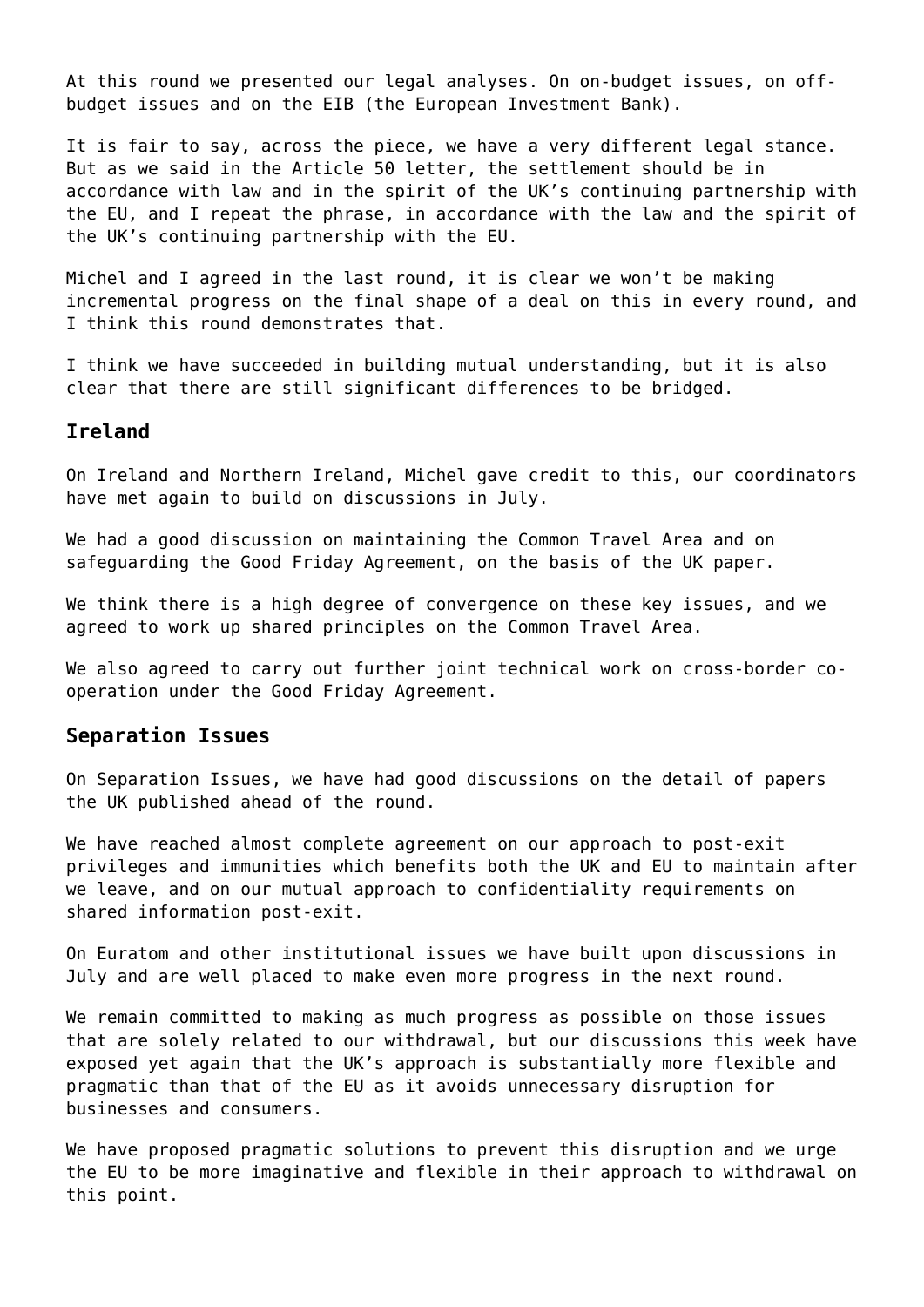At this round we presented our legal analyses. On on-budget issues, on off-budget issues and on the EIB (the European Investment Bank).

It is fair to say, across the piece, we have a very different legal stance. But as we said in the Article 50 letter, the settlement should be in accordance with law and in the spirit of the UK's continuing partnership with the EU, and I repeat the phrase, in accordance with the law and the spirit of the UK's continuing partnership with the EU.

Michel and I agreed in the last round, it is clear we won't be making incremental progress on the final shape of a deal on this in every round, and I think this round demonstrates that.

I think we have succeeded in building mutual understanding, but it is also clear that there are still significant differences to be bridged.

## Ireland

On Ireland and Northern Ireland, Michel gave credit to this, our coordinators have met again to build on discussions in July.

We had a good discussion on maintaining the Common Travel Area and on safeguarding the Good Friday Agreement, on the basis of the UK paper.

We think there is a high degree of convergence on these key issues, and we agreed to work up shared principles on the Common Travel Area.

We also agreed to carry out further joint technical work on cross-border co-operation under the Good Friday Agreement.

## Separation Issues

On Separation Issues, we have had good discussions on the detail of papers the UK published ahead of the round.

We have reached almost complete agreement on our approach to post-exit privileges and immunities which benefits both the UK and EU to maintain after we leave, and on our mutual approach to confidentiality requirements on shared information post-exit.

On Euratom and other institutional issues we have built upon discussions in July and are well placed to make even more progress in the next round.

We remain committed to making as much progress as possible on those issues that are solely related to our withdrawal, but our discussions this week have exposed yet again that the UK's approach is substantially more flexible and pragmatic than that of the EU as it avoids unnecessary disruption for businesses and consumers.

We have proposed pragmatic solutions to prevent this disruption and we urge the EU to be more imaginative and flexible in their approach to withdrawal on this point.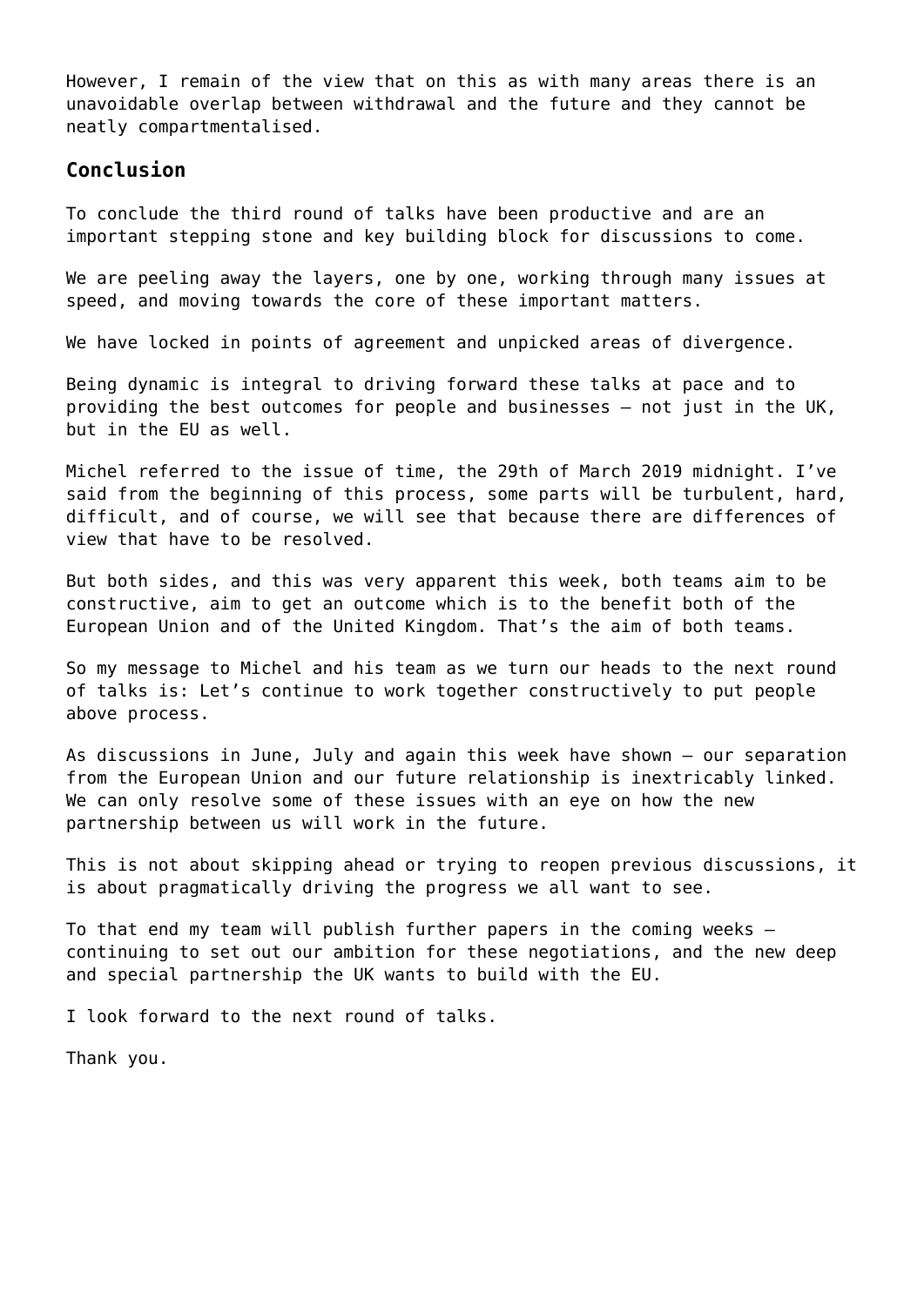However, I remain of the view that on this as with many areas there is an unavoidable overlap between withdrawal and the future and they cannot be neatly compartmentalised.

## Conclusion

To conclude the third round of talks have been productive and are an important stepping stone and key building block for discussions to come.

We are peeling away the layers, one by one, working through many issues at speed, and moving towards the core of these important matters.

We have locked in points of agreement and unpicked areas of divergence.

Being dynamic is integral to driving forward these talks at pace and to providing the best outcomes for people and businesses – not just in the UK, but in the EU as well.

Michel referred to the issue of time, the 29th of March 2019 midnight. I've said from the beginning of this process, some parts will be turbulent, hard, difficult, and of course, we will see that because there are differences of view that have to be resolved.

But both sides, and this was very apparent this week, both teams aim to be constructive, aim to get an outcome which is to the benefit both of the European Union and of the United Kingdom. That's the aim of both teams.

So my message to Michel and his team as we turn our heads to the next round of talks is: Let's continue to work together constructively to put people above process.

As discussions in June, July and again this week have shown – our separation from the European Union and our future relationship is inextricably linked. We can only resolve some of these issues with an eye on how the new partnership between us will work in the future.

This is not about skipping ahead or trying to reopen previous discussions, it is about pragmatically driving the progress we all want to see.

To that end my team will publish further papers in the coming weeks – continuing to set out our ambition for these negotiations, and the new deep and special partnership the UK wants to build with the EU.

I look forward to the next round of talks.

Thank you.